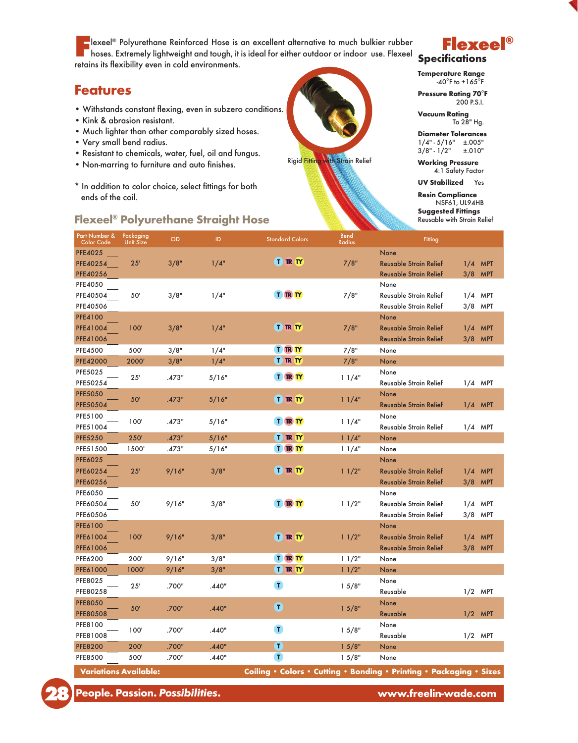Flexeel® Polyurethane Reinforced Hose is an excellent alternative to much bulkier rubber hoses. Extremely lightweight and tough, it is ideal for either outdoor or indoor use. Flexeel retains its flexibility even in cold environments.

## Features

- Withstands constant flexing, even in subzero conditions.
- Kink & abrasion resistant.
- Much lighter than other comparably sized hoses.
- Very small bend radius.
- Resistant to chemicals, water, fuel, oil and fungus.
- Non-marring to furniture and auto finishes.

* In addition to color choice, select fittings for both ends of the coil.

Rigid Fitting with Strain Relief

## Flexeel® Specifications

**Temperature Range**
-40°F to +165°F

**Pressure Rating 70°F**
200 P.S.I.

**Vacuum Rating**
To 28" Hg.

**Diameter Tolerances**
1/4" - 5/16" ±.005"
3/8" - 1/2" ±.010"

**Working Pressure**
4:1 Safety Factor

**UV Stabilized** Yes

**Resin Compliance**
NSF61, UL94HB

**Suggested Fittings**
Reusable with Strain Relief

## Flexeel® Polyurethane Straight Hose

| Part Number & Color Code | Packaging Unit Size | OD | ID | Standard Colors | Bend Radius | Fitting |
|---|---|---|---|---|---|---|
| PFE4025__ | 25' | 3/8" | 1/4" | T TR TY | 7/8" | None |
| PFE40254__ | 25' | 3/8" | 1/4" | T TR TY | 7/8" | Reusable Strain Relief 1/4 MPT |
| PFE40256__ | 25' | 3/8" | 1/4" | T TR TY | 7/8" | Reusable Strain Relief 3/8 MPT |
| PFE4050__ | 50' | 3/8" | 1/4" | T TR TY | 7/8" | None |
| PFE40504__ | 50' | 3/8" | 1/4" | T TR TY | 7/8" | Reusable Strain Relief 1/4 MPT |
| PFE40506__ | 50' | 3/8" | 1/4" | T TR TY | 7/8" | Reusable Strain Relief 3/8 MPT |
| PFE4100__ | 100' | 3/8" | 1/4" | T TR TY | 7/8" | None |
| PFE41004__ | 100' | 3/8" | 1/4" | T TR TY | 7/8" | Reusable Strain Relief 1/4 MPT |
| PFE41006__ | 100' | 3/8" | 1/4" | T TR TY | 7/8" | Reusable Strain Relief 3/8 MPT |
| PFE4500__ | 500' | 3/8" | 1/4" | T TR TY | 7/8" | None |
| PFE42000__ | 2000' | 3/8" | 1/4" | T TR TY | 7/8" | None |
| PFE5025__ | 25' | .473" | 5/16" | T TR TY | 1 1/4" | None |
| PFE50254__ | 25' | .473" | 5/16" | T TR TY | 1 1/4" | Reusable Strain Relief 1/4 MPT |
| PFE5050__ | 50' | .473" | 5/16" | T TR TY | 1 1/4" | None |
| PFE50504__ | 50' | .473" | 5/16" | T TR TY | 1 1/4" | Reusable Strain Relief 1/4 MPT |
| PFE5100__ | 100' | .473" | 5/16" | T TR TY | 1 1/4" | None |
| PFE51004__ | 100' | .473" | 5/16" | T TR TY | 1 1/4" | Reusable Strain Relief 1/4 MPT |
| PFE5250__ | 250' | .473" | 5/16" | T TR TY | 1 1/4" | None |
| PFE51500__ | 1500' | .473" | 5/16" | T TR TY | 1 1/4" | None |
| PFE6025__ | 25' | 9/16" | 3/8" | T TR TY | 1 1/2" | None |
| PFE60254__ | 25' | 9/16" | 3/8" | T TR TY | 1 1/2" | Reusable Strain Relief 1/4 MPT |
| PFE60256__ | 25' | 9/16" | 3/8" | T TR TY | 1 1/2" | Reusable Strain Relief 3/8 MPT |
| PFE6050__ | 50' | 9/16" | 3/8" | T TR TY | 1 1/2" | None |
| PFE60504__ | 50' | 9/16" | 3/8" | T TR TY | 1 1/2" | Reusable Strain Relief 1/4 MPT |
| PFE60506__ | 50' | 9/16" | 3/8" | T TR TY | 1 1/2" | Reusable Strain Relief 3/8 MPT |
| PFE6100__ | 100' | 9/16" | 3/8" | T TR TY | 1 1/2" | None |
| PFE61004__ | 100' | 9/16" | 3/8" | T TR TY | 1 1/2" | Reusable Strain Relief 1/4 MPT |
| PFE61006__ | 100' | 9/16" | 3/8" | T TR TY | 1 1/2" | Reusable Strain Relief 3/8 MPT |
| PFE6200__ | 200' | 9/16" | 3/8" | T TR TY | 1 1/2" | None |
| PFE61000__ | 1000' | 9/16" | 3/8" | T TR TY | 1 1/2" | None |
| PFE8025__ | 25' | .700" | .440" | T | 1 5/8" | None |
| PFE80258__ | 25' | .700" | .440" | T | 1 5/8" | Reusable 1/2 MPT |
| PFE8050__ | 50' | .700" | .440" | T | 1 5/8" | None |
| PFE80508__ | 50' | .700" | .440" | T | 1 5/8" | Reusable 1/2 MPT |
| PFE8100__ | 100' | .700" | .440" | T | 1 5/8" | None |
| PFE81008__ | 100' | .700" | .440" | T | 1 5/8" | Reusable 1/2 MPT |
| PFE8200__ | 200' | .700" | .440" | T | 1 5/8" | None |
| PFE8500__ | 500' | .700" | .440" | T | 1 5/8" | None |

**Variations Available:** Coiling • Colors • Cutting • Bonding • Printing • Packaging • Sizes

**People. Passion. *Possibilities.*** www.freelin-wade.com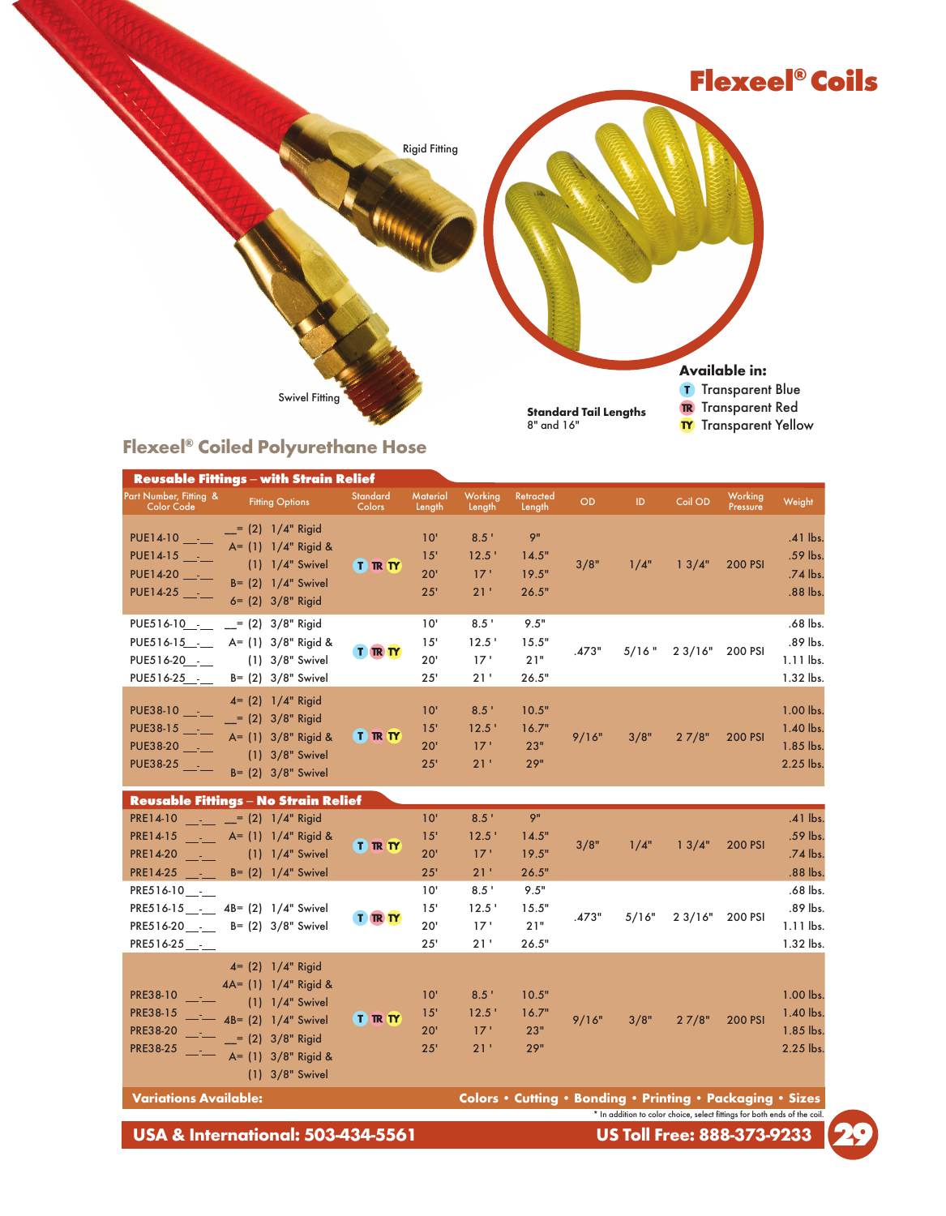# Flexeel® Coils

Rigid Fitting

Swivel Fitting

**Standard Tail Lengths**
8" and 16"

**Available in:**

- T Transparent Blue
- TR Transparent Red
- TY Transparent Yellow

## Flexeel® Coiled Polyurethane Hose

| Part Number, Fitting & Color Code | Fitting Options | Standard Colors | Material Length | Working Length | Retracted Length | OD | ID | Coil OD | Working Pressure | Weight |
|---|---|---|---|---|---|---|---|---|---|---|
| **Reusable Fittings – with Strain Relief** | | | | | | | | | | |
| PUE14-10 __-__<br>PUE14-15 __-__<br>PUE14-20 __-__<br>PUE14-25 __-__ | __= (2) 1/4" Rigid<br>A= (1) 1/4" Rigid & (1) 1/4" Swivel<br>B= (2) 1/4" Swivel<br>6= (2) 3/8" Rigid | T TR TY | 10'<br>15'<br>20'<br>25' | 8.5'<br>12.5'<br>17'<br>21' | 9"<br>14.5"<br>19.5"<br>26.5" | 3/8" | 1/4" | 1 3/4" | 200 PSI | .41 lbs.<br>.59 lbs.<br>.74 lbs.<br>.88 lbs. |
| PUE516-10__-__<br>PUE516-15__-__<br>PUE516-20__-__<br>PUE516-25__-__ | __= (2) 3/8" Rigid<br>A= (1) 3/8" Rigid & (1) 3/8" Swivel<br>B= (2) 3/8" Swivel | T TR TY | 10'<br>15'<br>20'<br>25' | 8.5'<br>12.5'<br>17'<br>21' | 9.5"<br>15.5"<br>21"<br>26.5" | .473" | 5/16" | 2 3/16" | 200 PSI | .68 lbs.<br>.89 lbs.<br>1.11 lbs.<br>1.32 lbs. |
| PUE38-10 __-__<br>PUE38-15 __-__<br>PUE38-20 __-__<br>PUE38-25 __-__ | 4= (2) 1/4" Rigid<br>__= (2) 3/8" Rigid<br>A= (1) 3/8" Rigid & (1) 3/8" Swivel<br>B= (2) 3/8" Swivel | T TR TY | 10'<br>15'<br>20'<br>25' | 8.5'<br>12.5'<br>17'<br>21' | 10.5"<br>16.7"<br>23"<br>29" | 9/16" | 3/8" | 2 7/8" | 200 PSI | 1.00 lbs.<br>1.40 lbs.<br>1.85 lbs.<br>2.25 lbs. |
| **Reusable Fittings – No Strain Relief** | | | | | | | | | | |
| PRE14-10 __-__<br>PRE14-15 __-__<br>PRE14-20 __-__<br>PRE14-25 __-__ | __= (2) 1/4" Rigid<br>A= (1) 1/4" Rigid & (1) 1/4" Swivel<br>B= (2) 1/4" Swivel | T TR TY | 10'<br>15'<br>20'<br>25' | 8.5'<br>12.5'<br>17'<br>21' | 9"<br>14.5"<br>19.5"<br>26.5" | 3/8" | 1/4" | 1 3/4" | 200 PSI | .41 lbs.<br>.59 lbs.<br>.74 lbs.<br>.88 lbs. |
| PRE516-10__-__<br>PRE516-15__-__<br>PRE516-20__-__<br>PRE516-25__-__ | 4B= (2) 1/4" Swivel<br>B= (2) 3/8" Swivel | T TR TY | 10'<br>15'<br>20'<br>25' | 8.5'<br>12.5'<br>17'<br>21' | 9.5"<br>15.5"<br>21"<br>26.5" | .473" | 5/16" | 2 3/16" | 200 PSI | .68 lbs.<br>.89 lbs.<br>1.11 lbs.<br>1.32 lbs. |
| PRE38-10 __-__<br>PRE38-15 __-__<br>PRE38-20 __-__<br>PRE38-25 __-__ | 4= (2) 1/4" Rigid<br>4A= (1) 1/4" Rigid & (1) 1/4" Swivel<br>4B= (2) 1/4" Swivel<br>__= (2) 3/8" Rigid<br>A= (1) 3/8" Rigid & (1) 3/8" Swivel | T TR TY | 10'<br>15'<br>20'<br>25' | 8.5'<br>12.5'<br>17'<br>21' | 10.5"<br>16.7"<br>23"<br>29" | 9/16" | 3/8" | 2 7/8" | 200 PSI | 1.00 lbs.<br>1.40 lbs.<br>1.85 lbs.<br>2.25 lbs. |

**Variations Available:** Colors • Cutting • Bonding • Printing • Packaging • Sizes

\* In addition to color choice, select fittings for both ends of the coil.

**USA & International: 503-434-5561** **US Toll Free: 888-373-9233**